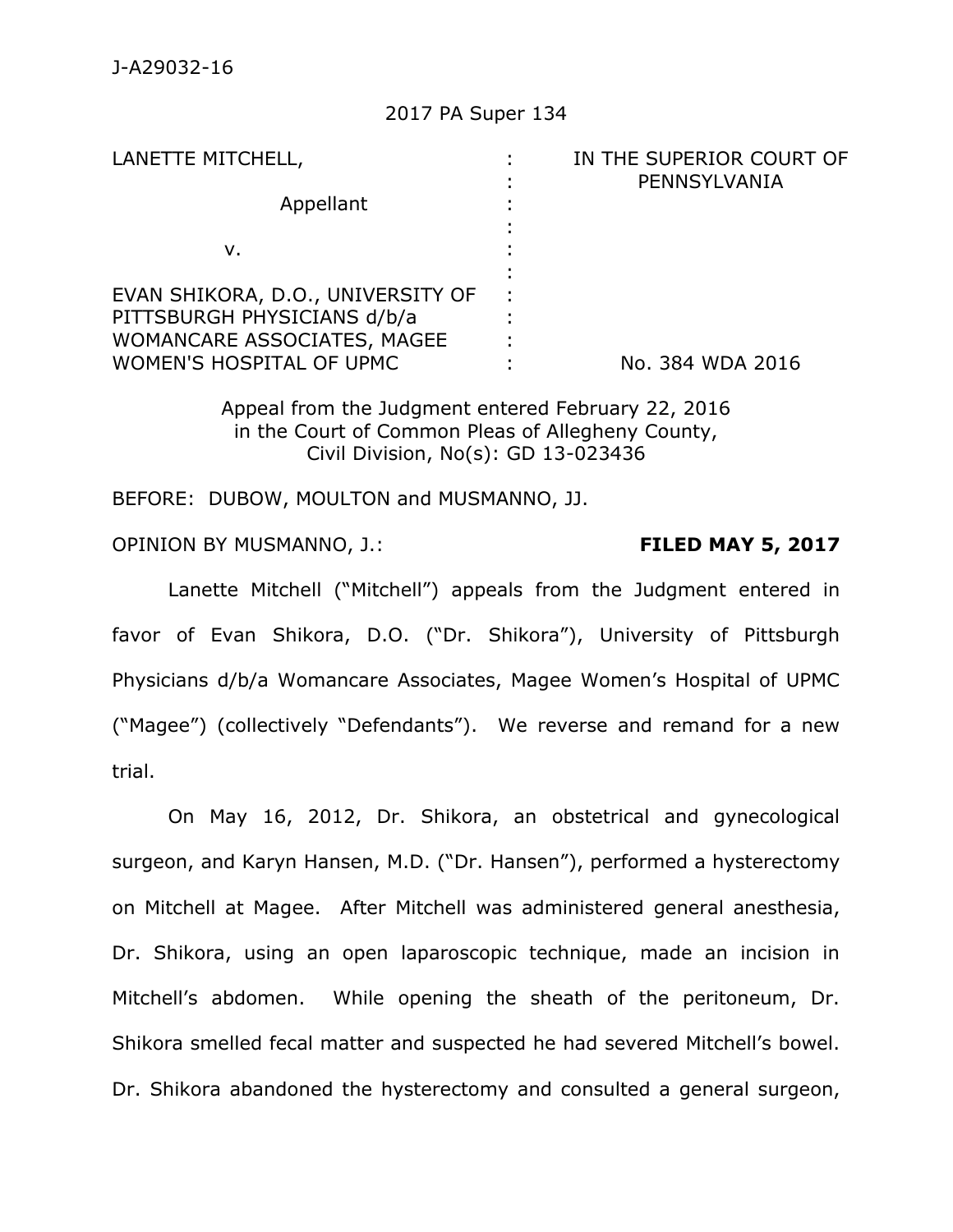J-A29032-16

2017 PA Super 134

| LANETTE MITCHELL,<br><br>Appellant<br><br>v.<br><br>EVAN SHIKORA, D.O., UNIVERSITY OF PITTSBURGH PHYSICIANS d/b/a WOMANCARE ASSOCIATES, MAGEE WOMEN'S HOSPITAL OF UPMC | IN THE SUPERIOR COURT OF PENNSYLVANIA<br><br><br><br><br><br>No. 384 WDA 2016 |
|---|---|

Appeal from the Judgment entered February 22, 2016
in the Court of Common Pleas of Allegheny County,
Civil Division, No(s): GD 13-023436

BEFORE: DUBOW, MOULTON and MUSMANNO, JJ.

OPINION BY MUSMANNO, J.: **FILED MAY 5, 2017**

Lanette Mitchell ("Mitchell") appeals from the Judgment entered in favor of Evan Shikora, D.O. ("Dr. Shikora"), University of Pittsburgh Physicians d/b/a Womancare Associates, Magee Women's Hospital of UPMC ("Magee") (collectively "Defendants"). We reverse and remand for a new trial.

On May 16, 2012, Dr. Shikora, an obstetrical and gynecological surgeon, and Karyn Hansen, M.D. ("Dr. Hansen"), performed a hysterectomy on Mitchell at Magee. After Mitchell was administered general anesthesia, Dr. Shikora, using an open laparoscopic technique, made an incision in Mitchell's abdomen. While opening the sheath of the peritoneum, Dr. Shikora smelled fecal matter and suspected he had severed Mitchell's bowel. Dr. Shikora abandoned the hysterectomy and consulted a general surgeon,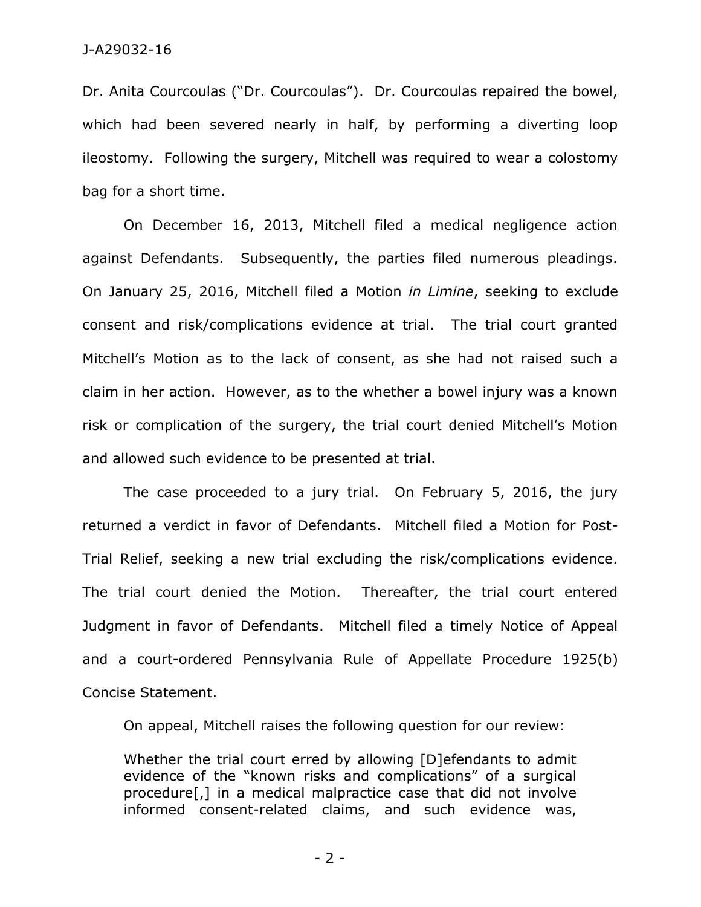Dr. Anita Courcoulas ("Dr. Courcoulas"). Dr. Courcoulas repaired the bowel, which had been severed nearly in half, by performing a diverting loop ileostomy. Following the surgery, Mitchell was required to wear a colostomy bag for a short time.

On December 16, 2013, Mitchell filed a medical negligence action against Defendants. Subsequently, the parties filed numerous pleadings. On January 25, 2016, Mitchell filed a Motion *in Limine*, seeking to exclude consent and risk/complications evidence at trial. The trial court granted Mitchell's Motion as to the lack of consent, as she had not raised such a claim in her action. However, as to the whether a bowel injury was a known risk or complication of the surgery, the trial court denied Mitchell's Motion and allowed such evidence to be presented at trial.

The case proceeded to a jury trial. On February 5, 2016, the jury returned a verdict in favor of Defendants. Mitchell filed a Motion for Post-Trial Relief, seeking a new trial excluding the risk/complications evidence. The trial court denied the Motion. Thereafter, the trial court entered Judgment in favor of Defendants. Mitchell filed a timely Notice of Appeal and a court-ordered Pennsylvania Rule of Appellate Procedure 1925(b) Concise Statement.

On appeal, Mitchell raises the following question for our review:

> Whether the trial court erred by allowing [D]efendants to admit evidence of the "known risks and complications" of a surgical procedure[,] in a medical malpractice case that did not involve informed consent-related claims, and such evidence was,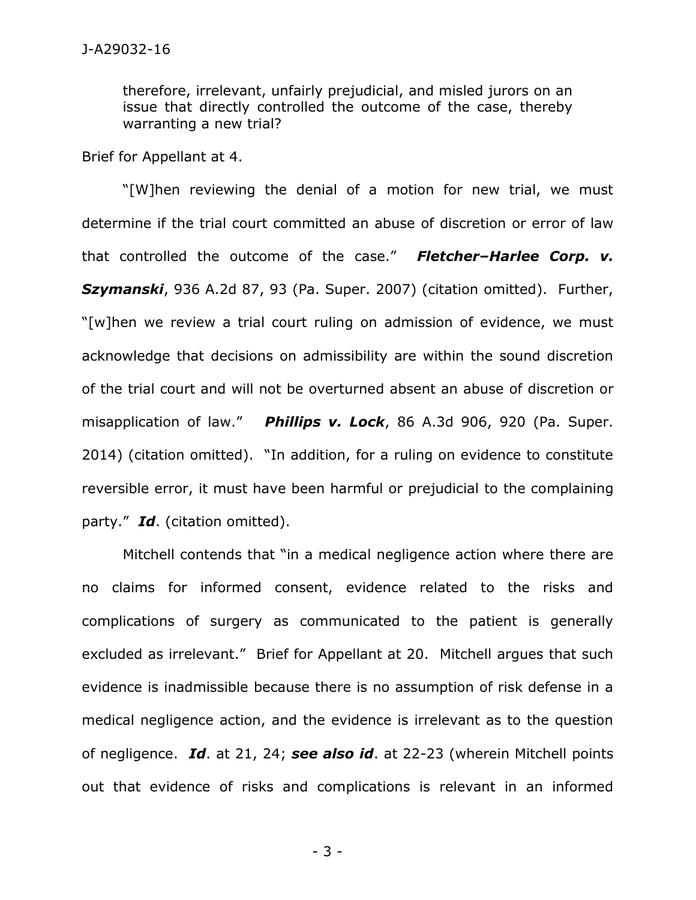therefore, irrelevant, unfairly prejudicial, and misled jurors on an issue that directly controlled the outcome of the case, thereby warranting a new trial?

Brief for Appellant at 4.

"[W]hen reviewing the denial of a motion for new trial, we must determine if the trial court committed an abuse of discretion or error of law that controlled the outcome of the case." ***Fletcher–Harlee Corp. v. Szymanski***, 936 A.2d 87, 93 (Pa. Super. 2007) (citation omitted). Further, "[w]hen we review a trial court ruling on admission of evidence, we must acknowledge that decisions on admissibility are within the sound discretion of the trial court and will not be overturned absent an abuse of discretion or misapplication of law." ***Phillips v. Lock***, 86 A.3d 906, 920 (Pa. Super. 2014) (citation omitted). "In addition, for a ruling on evidence to constitute reversible error, it must have been harmful or prejudicial to the complaining party." ***Id***. (citation omitted).

Mitchell contends that "in a medical negligence action where there are no claims for informed consent, evidence related to the risks and complications of surgery as communicated to the patient is generally excluded as irrelevant." Brief for Appellant at 20. Mitchell argues that such evidence is inadmissible because there is no assumption of risk defense in a medical negligence action, and the evidence is irrelevant as to the question of negligence. ***Id***. at 21, 24; ***see also id***. at 22-23 (wherein Mitchell points out that evidence of risks and complications is relevant in an informed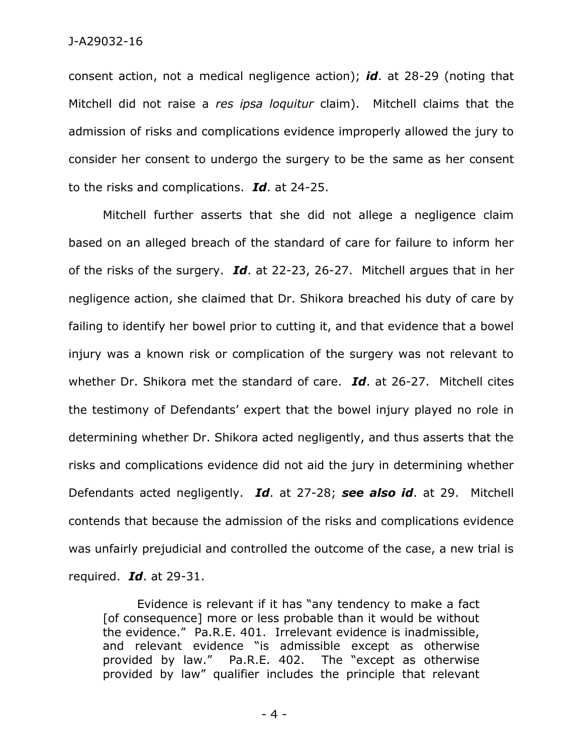consent action, not a medical negligence action); ***id***. at 28-29 (noting that Mitchell did not raise a *res ipsa loquitur* claim). Mitchell claims that the admission of risks and complications evidence improperly allowed the jury to consider her consent to undergo the surgery to be the same as her consent to the risks and complications. ***Id***. at 24-25.

Mitchell further asserts that she did not allege a negligence claim based on an alleged breach of the standard of care for failure to inform her of the risks of the surgery. ***Id***. at 22-23, 26-27. Mitchell argues that in her negligence action, she claimed that Dr. Shikora breached his duty of care by failing to identify her bowel prior to cutting it, and that evidence that a bowel injury was a known risk or complication of the surgery was not relevant to whether Dr. Shikora met the standard of care. ***Id***. at 26-27. Mitchell cites the testimony of Defendants' expert that the bowel injury played no role in determining whether Dr. Shikora acted negligently, and thus asserts that the risks and complications evidence did not aid the jury in determining whether Defendants acted negligently. ***Id***. at 27-28; ***see also id***. at 29. Mitchell contends that because the admission of the risks and complications evidence was unfairly prejudicial and controlled the outcome of the case, a new trial is required. ***Id***. at 29-31.

> Evidence is relevant if it has "any tendency to make a fact [of consequence] more or less probable than it would be without the evidence." Pa.R.E. 401. Irrelevant evidence is inadmissible, and relevant evidence "is admissible except as otherwise provided by law." Pa.R.E. 402. The "except as otherwise provided by law" qualifier includes the principle that relevant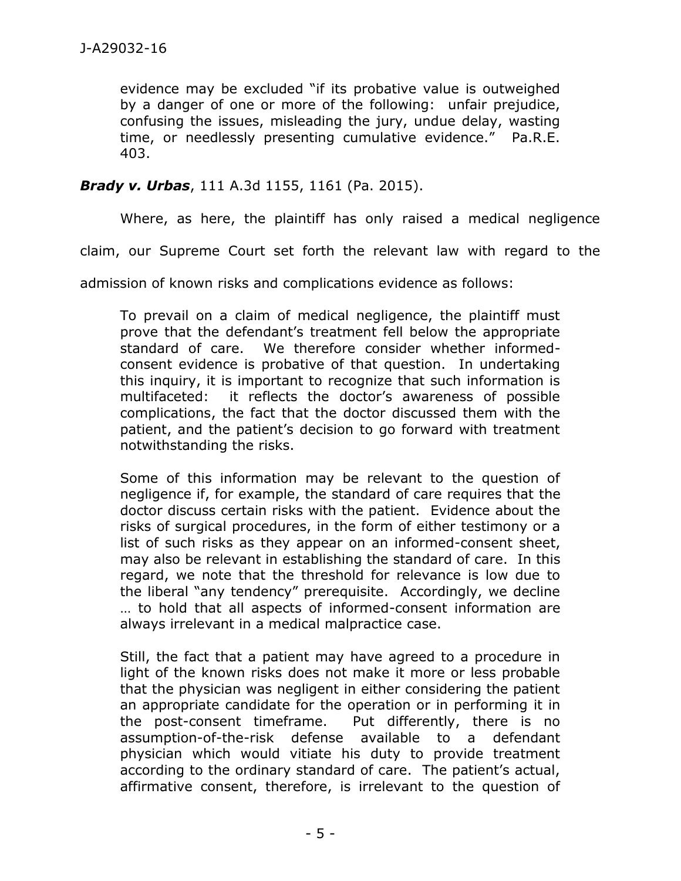> evidence may be excluded "if its probative value is outweighed by a danger of one or more of the following: unfair prejudice, confusing the issues, misleading the jury, undue delay, wasting time, or needlessly presenting cumulative evidence." Pa.R.E. 403.

***Brady v. Urbas***, 111 A.3d 1155, 1161 (Pa. 2015).

Where, as here, the plaintiff has only raised a medical negligence claim, our Supreme Court set forth the relevant law with regard to the admission of known risks and complications evidence as follows:

> To prevail on a claim of medical negligence, the plaintiff must prove that the defendant's treatment fell below the appropriate standard of care. We therefore consider whether informed-consent evidence is probative of that question. In undertaking this inquiry, it is important to recognize that such information is multifaceted: it reflects the doctor's awareness of possible complications, the fact that the doctor discussed them with the patient, and the patient's decision to go forward with treatment notwithstanding the risks.
>
> Some of this information may be relevant to the question of negligence if, for example, the standard of care requires that the doctor discuss certain risks with the patient. Evidence about the risks of surgical procedures, in the form of either testimony or a list of such risks as they appear on an informed-consent sheet, may also be relevant in establishing the standard of care. In this regard, we note that the threshold for relevance is low due to the liberal "any tendency" prerequisite. Accordingly, we decline … to hold that all aspects of informed-consent information are always irrelevant in a medical malpractice case.
>
> Still, the fact that a patient may have agreed to a procedure in light of the known risks does not make it more or less probable that the physician was negligent in either considering the patient an appropriate candidate for the operation or in performing it in the post-consent timeframe. Put differently, there is no assumption-of-the-risk defense available to a defendant physician which would vitiate his duty to provide treatment according to the ordinary standard of care. The patient's actual, affirmative consent, therefore, is irrelevant to the question of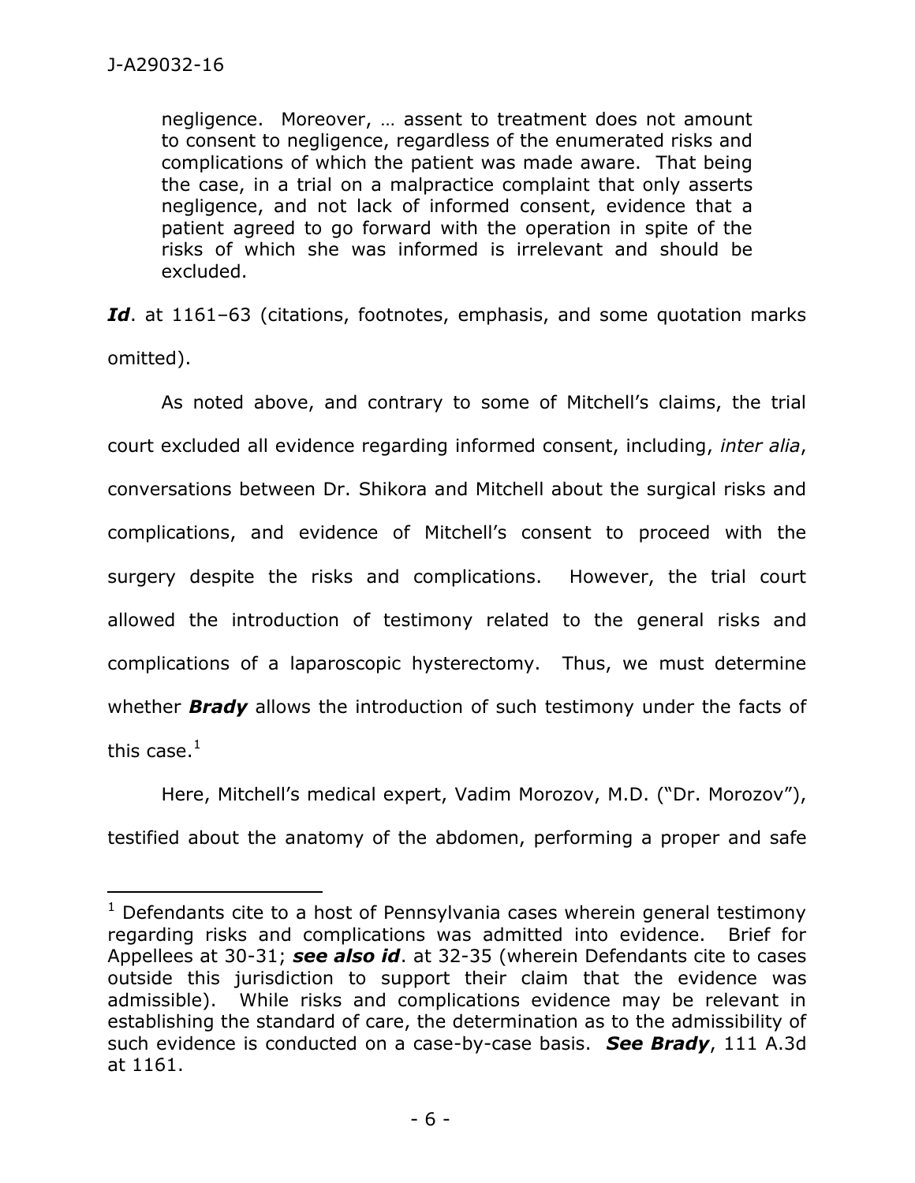> negligence. Moreover, … assent to treatment does not amount to consent to negligence, regardless of the enumerated risks and complications of which the patient was made aware. That being the case, in a trial on a malpractice complaint that only asserts negligence, and not lack of informed consent, evidence that a patient agreed to go forward with the operation in spite of the risks of which she was informed is irrelevant and should be excluded.

***Id***. at 1161–63 (citations, footnotes, emphasis, and some quotation marks omitted).

As noted above, and contrary to some of Mitchell's claims, the trial court excluded all evidence regarding informed consent, including, *inter alia*, conversations between Dr. Shikora and Mitchell about the surgical risks and complications, and evidence of Mitchell's consent to proceed with the surgery despite the risks and complications. However, the trial court allowed the introduction of testimony related to the general risks and complications of a laparoscopic hysterectomy. Thus, we must determine whether ***Brady*** allows the introduction of such testimony under the facts of this case.[1]

Here, Mitchell's medical expert, Vadim Morozov, M.D. ("Dr. Morozov"), testified about the anatomy of the abdomen, performing a proper and safe

---

[1] Defendants cite to a host of Pennsylvania cases wherein general testimony regarding risks and complications was admitted into evidence. Brief for Appellees at 30-31; ***see also id***. at 32-35 (wherein Defendants cite to cases outside this jurisdiction to support their claim that the evidence was admissible). While risks and complications evidence may be relevant in establishing the standard of care, the determination as to the admissibility of such evidence is conducted on a case-by-case basis. ***See Brady***, 111 A.3d at 1161.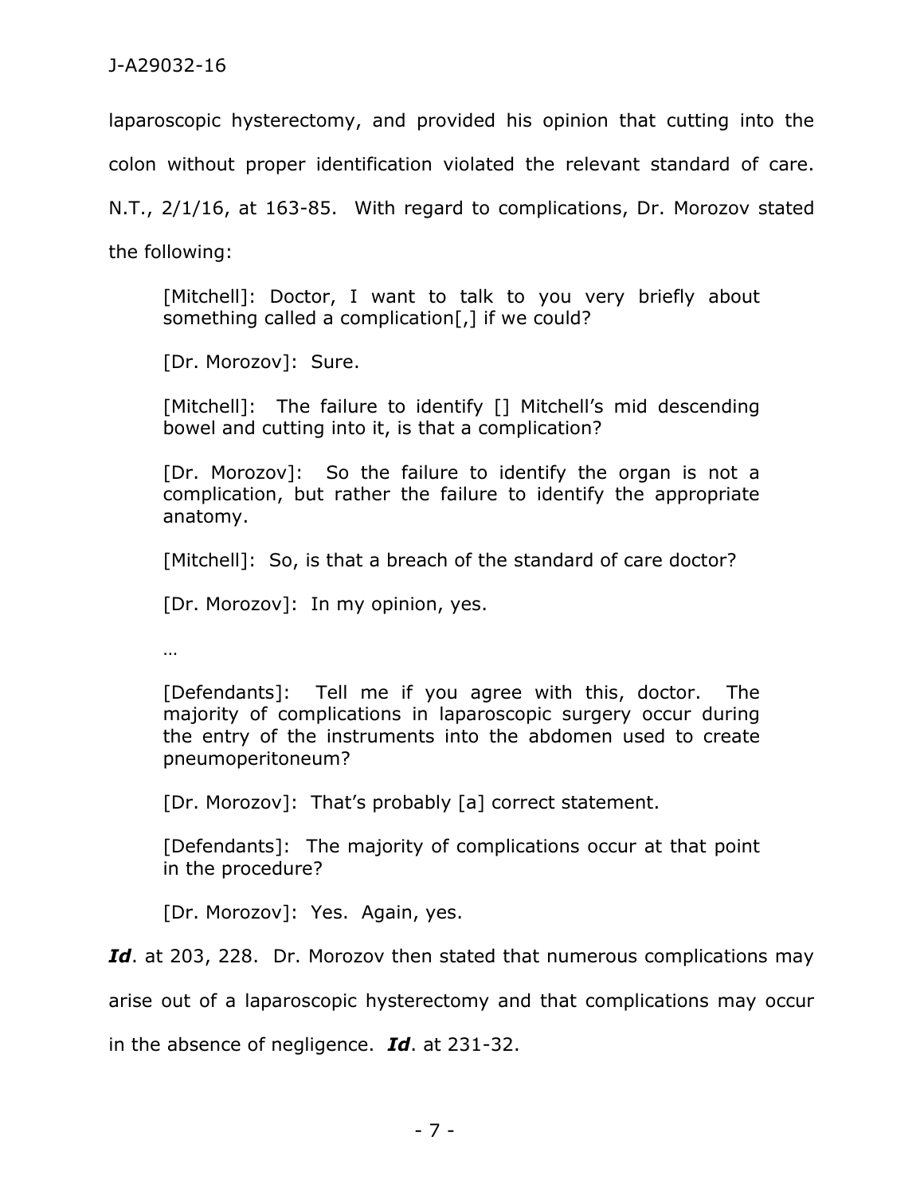laparoscopic hysterectomy, and provided his opinion that cutting into the colon without proper identification violated the relevant standard of care. N.T., 2/1/16, at 163-85. With regard to complications, Dr. Morozov stated the following:

> [Mitchell]: Doctor, I want to talk to you very briefly about something called a complication[,] if we could?
>
> [Dr. Morozov]: Sure.
>
> [Mitchell]: The failure to identify [] Mitchell's mid descending bowel and cutting into it, is that a complication?
>
> [Dr. Morozov]: So the failure to identify the organ is not a complication, but rather the failure to identify the appropriate anatomy.
>
> [Mitchell]: So, is that a breach of the standard of care doctor?
>
> [Dr. Morozov]: In my opinion, yes.
>
> …
>
> [Defendants]: Tell me if you agree with this, doctor. The majority of complications in laparoscopic surgery occur during the entry of the instruments into the abdomen used to create pneumoperitoneum?
>
> [Dr. Morozov]: That's probably [a] correct statement.
>
> [Defendants]: The majority of complications occur at that point in the procedure?
>
> [Dr. Morozov]: Yes. Again, yes.

***Id***. at 203, 228. Dr. Morozov then stated that numerous complications may arise out of a laparoscopic hysterectomy and that complications may occur in the absence of negligence. ***Id***. at 231-32.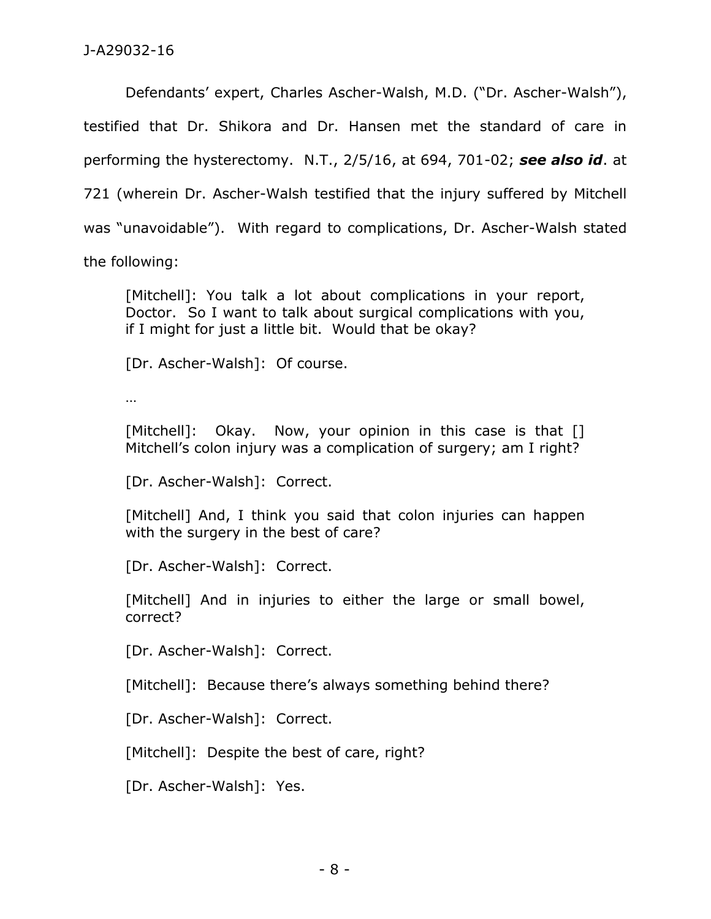Defendants' expert, Charles Ascher-Walsh, M.D. ("Dr. Ascher-Walsh"), testified that Dr. Shikora and Dr. Hansen met the standard of care in performing the hysterectomy. N.T., 2/5/16, at 694, 701-02; ***see also id***. at 721 (wherein Dr. Ascher-Walsh testified that the injury suffered by Mitchell was "unavoidable"). With regard to complications, Dr. Ascher-Walsh stated the following:

> [Mitchell]: You talk a lot about complications in your report, Doctor. So I want to talk about surgical complications with you, if I might for just a little bit. Would that be okay?
>
> [Dr. Ascher-Walsh]: Of course.
>
> …
>
> [Mitchell]: Okay. Now, your opinion in this case is that [] Mitchell's colon injury was a complication of surgery; am I right?
>
> [Dr. Ascher-Walsh]: Correct.
>
> [Mitchell] And, I think you said that colon injuries can happen with the surgery in the best of care?
>
> [Dr. Ascher-Walsh]: Correct.
>
> [Mitchell] And in injuries to either the large or small bowel, correct?
>
> [Dr. Ascher-Walsh]: Correct.
>
> [Mitchell]: Because there's always something behind there?
>
> [Dr. Ascher-Walsh]: Correct.
>
> [Mitchell]: Despite the best of care, right?
>
> [Dr. Ascher-Walsh]: Yes.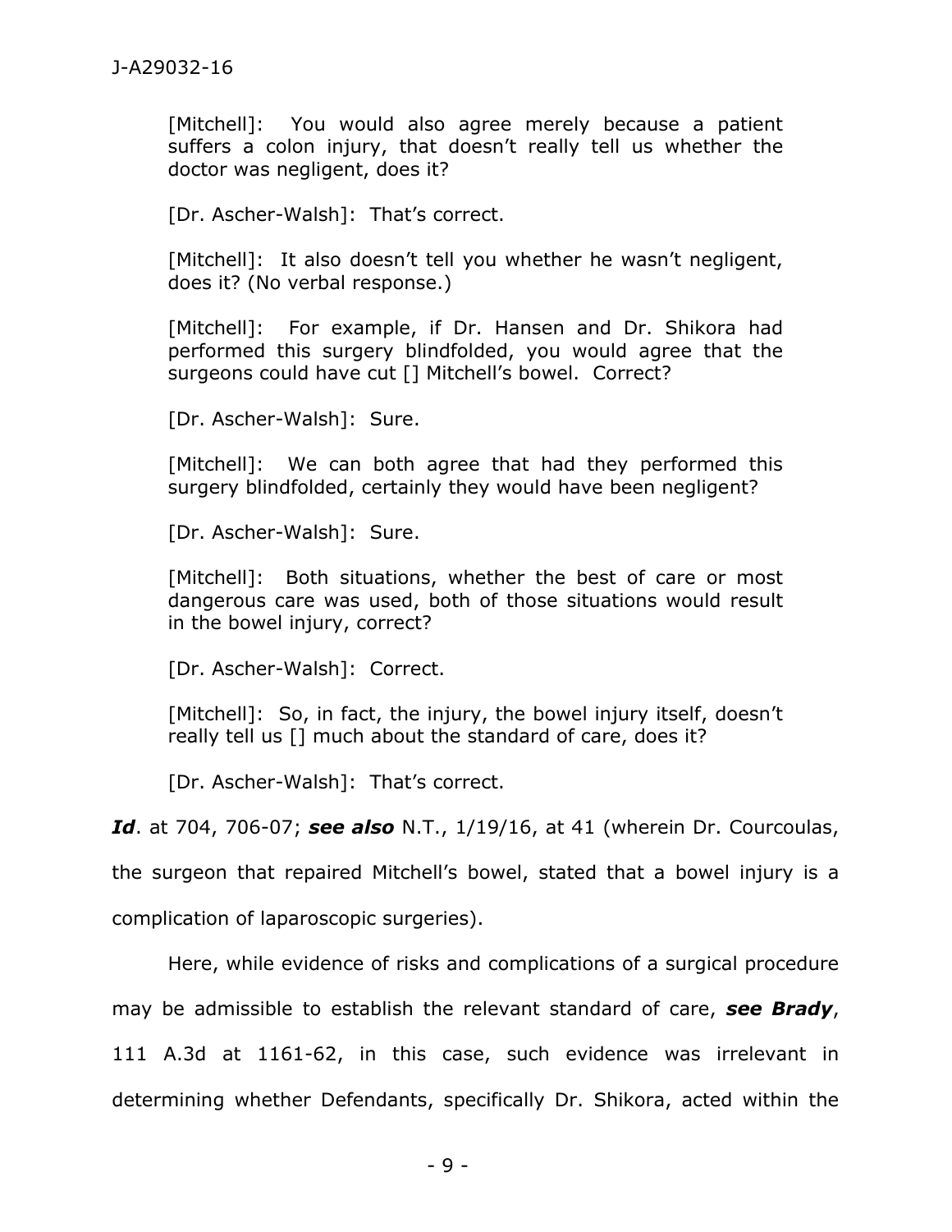[Mitchell]: You would also agree merely because a patient suffers a colon injury, that doesn't really tell us whether the doctor was negligent, does it?

[Dr. Ascher-Walsh]: That's correct.

[Mitchell]: It also doesn't tell you whether he wasn't negligent, does it? (No verbal response.)

[Mitchell]: For example, if Dr. Hansen and Dr. Shikora had performed this surgery blindfolded, you would agree that the surgeons could have cut [] Mitchell's bowel. Correct?

[Dr. Ascher-Walsh]: Sure.

[Mitchell]: We can both agree that had they performed this surgery blindfolded, certainly they would have been negligent?

[Dr. Ascher-Walsh]: Sure.

[Mitchell]: Both situations, whether the best of care or most dangerous care was used, both of those situations would result in the bowel injury, correct?

[Dr. Ascher-Walsh]: Correct.

[Mitchell]: So, in fact, the injury, the bowel injury itself, doesn't really tell us [] much about the standard of care, does it?

[Dr. Ascher-Walsh]: That's correct.

***Id***. at 704, 706-07; ***see also*** N.T., 1/19/16, at 41 (wherein Dr. Courcoulas, the surgeon that repaired Mitchell's bowel, stated that a bowel injury is a complication of laparoscopic surgeries).

Here, while evidence of risks and complications of a surgical procedure may be admissible to establish the relevant standard of care, ***see Brady***, 111 A.3d at 1161-62, in this case, such evidence was irrelevant in determining whether Defendants, specifically Dr. Shikora, acted within the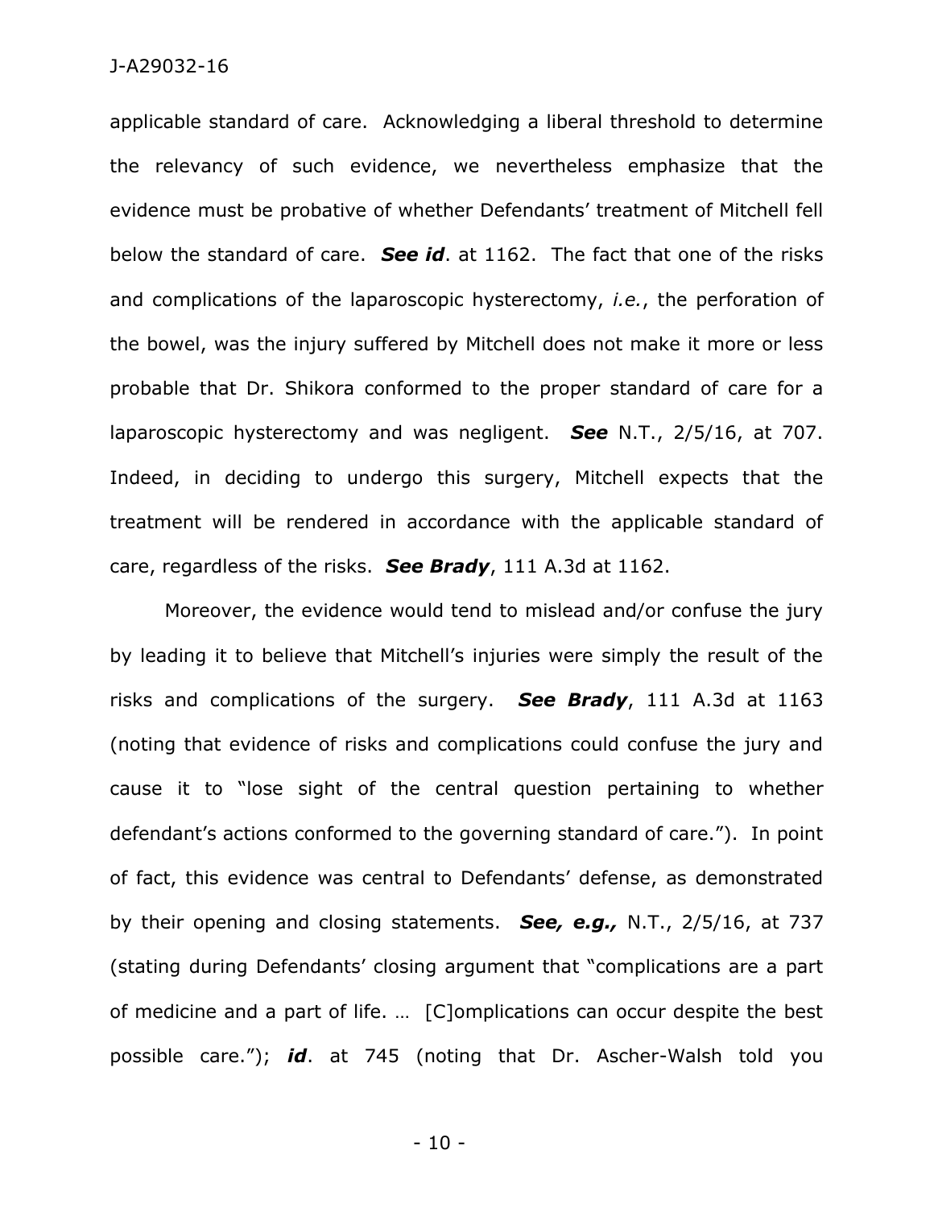applicable standard of care. Acknowledging a liberal threshold to determine the relevancy of such evidence, we nevertheless emphasize that the evidence must be probative of whether Defendants' treatment of Mitchell fell below the standard of care. ***See id***. at 1162. The fact that one of the risks and complications of the laparoscopic hysterectomy, *i.e.*, the perforation of the bowel, was the injury suffered by Mitchell does not make it more or less probable that Dr. Shikora conformed to the proper standard of care for a laparoscopic hysterectomy and was negligent. ***See*** N.T., 2/5/16, at 707. Indeed, in deciding to undergo this surgery, Mitchell expects that the treatment will be rendered in accordance with the applicable standard of care, regardless of the risks. ***See Brady***, 111 A.3d at 1162.

Moreover, the evidence would tend to mislead and/or confuse the jury by leading it to believe that Mitchell's injuries were simply the result of the risks and complications of the surgery. ***See Brady***, 111 A.3d at 1163 (noting that evidence of risks and complications could confuse the jury and cause it to "lose sight of the central question pertaining to whether defendant's actions conformed to the governing standard of care."). In point of fact, this evidence was central to Defendants' defense, as demonstrated by their opening and closing statements. ***See, e.g.,*** N.T., 2/5/16, at 737 (stating during Defendants' closing argument that "complications are a part of medicine and a part of life. … [C]omplications can occur despite the best possible care."); ***id***. at 745 (noting that Dr. Ascher-Walsh told you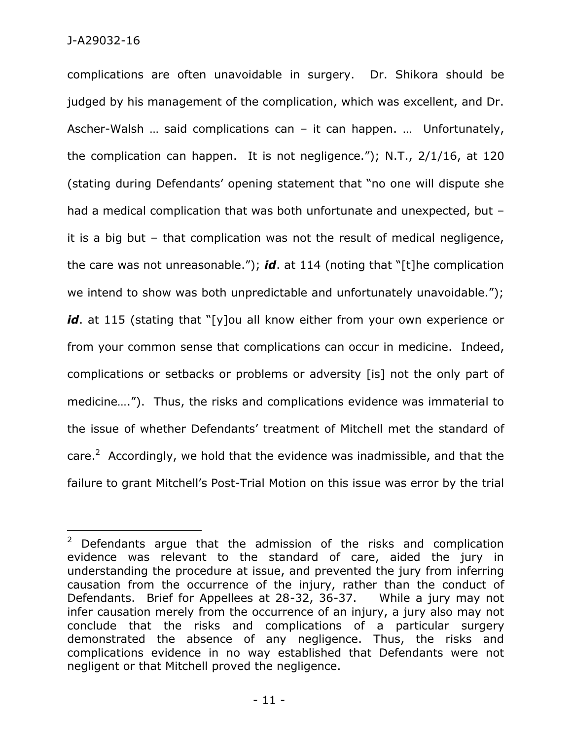complications are often unavoidable in surgery. Dr. Shikora should be judged by his management of the complication, which was excellent, and Dr. Ascher-Walsh … said complications can – it can happen. … Unfortunately, the complication can happen. It is not negligence."); N.T., 2/1/16, at 120 (stating during Defendants' opening statement that "no one will dispute she had a medical complication that was both unfortunate and unexpected, but – it is a big but – that complication was not the result of medical negligence, the care was not unreasonable."); ***id***. at 114 (noting that "[t]he complication we intend to show was both unpredictable and unfortunately unavoidable."); ***id***. at 115 (stating that "[y]ou all know either from your own experience or from your common sense that complications can occur in medicine. Indeed, complications or setbacks or problems or adversity [is] not the only part of medicine…."). Thus, the risks and complications evidence was immaterial to the issue of whether Defendants' treatment of Mitchell met the standard of care.[2] Accordingly, we hold that the evidence was inadmissible, and that the failure to grant Mitchell's Post-Trial Motion on this issue was error by the trial

---

[2] Defendants argue that the admission of the risks and complication evidence was relevant to the standard of care, aided the jury in understanding the procedure at issue, and prevented the jury from inferring causation from the occurrence of the injury, rather than the conduct of Defendants. Brief for Appellees at 28-32, 36-37. While a jury may not infer causation merely from the occurrence of an injury, a jury also may not conclude that the risks and complications of a particular surgery demonstrated the absence of any negligence. Thus, the risks and complications evidence in no way established that Defendants were not negligent or that Mitchell proved the negligence.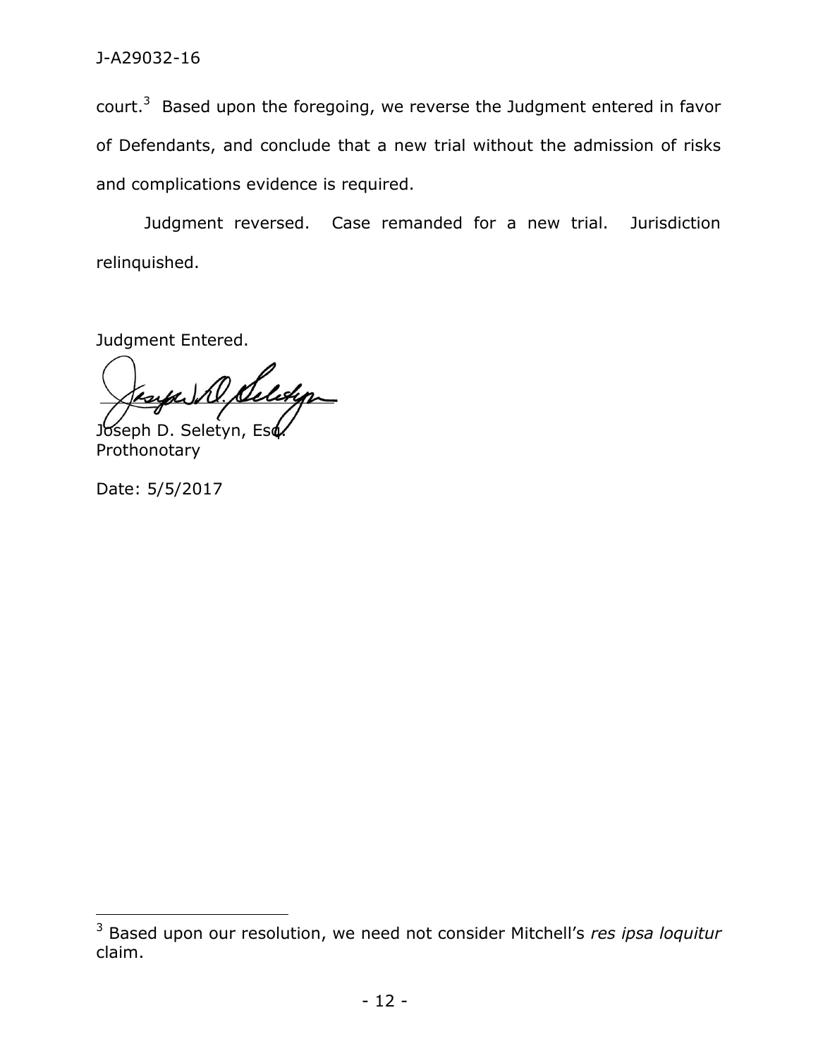court.[3] Based upon the foregoing, we reverse the Judgment entered in favor of Defendants, and conclude that a new trial without the admission of risks and complications evidence is required.

Judgment reversed. Case remanded for a new trial. Jurisdiction relinquished.

Judgment Entered.

Joseph D. Seletyn, Esq.
Prothonotary

Date: 5/5/2017

---

[3] Based upon our resolution, we need not consider Mitchell's *res ipsa loquitur* claim.